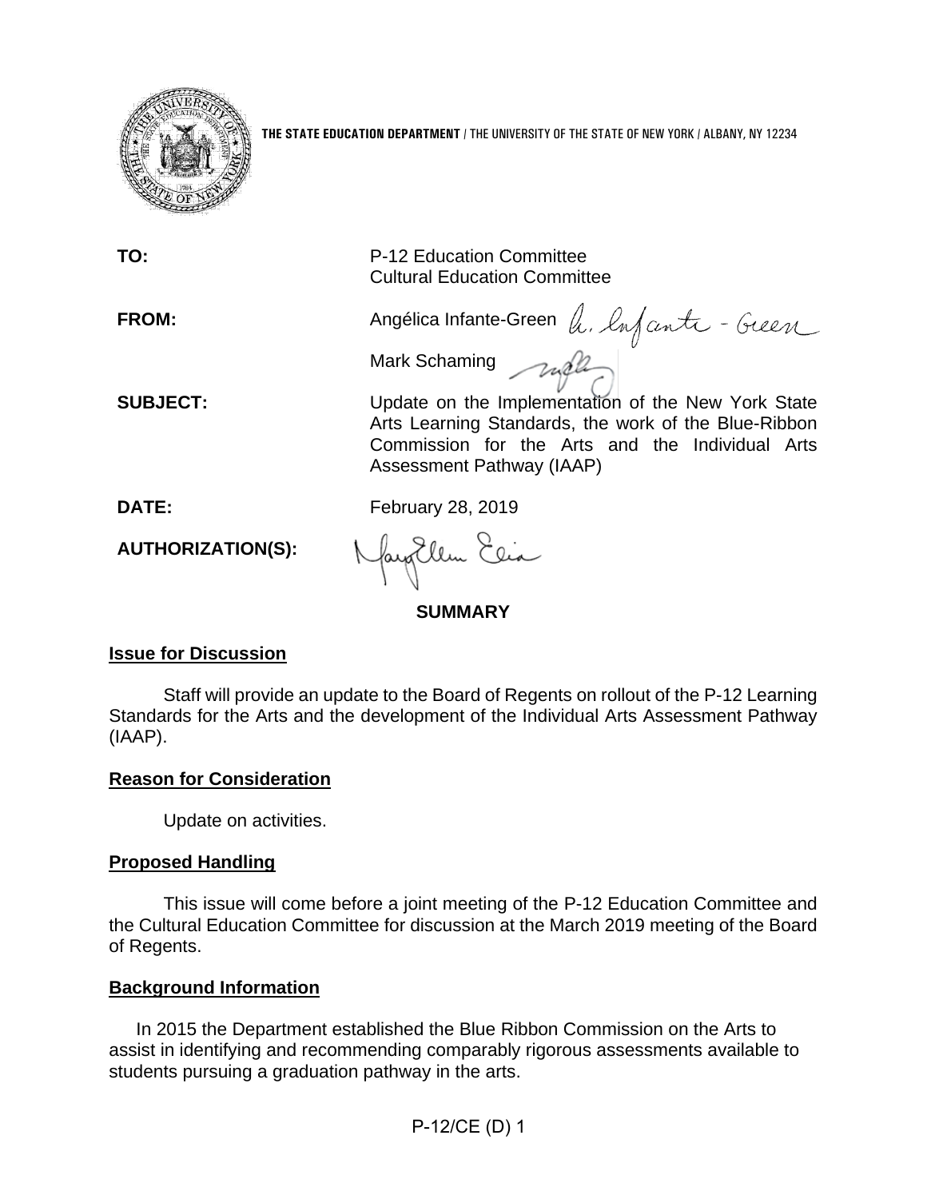**THE STATE EDUCATION DEPARTMENT** / THE UNIVERSITY OF THE STATE OF NEW YORK / ALBANY, NY 12234

**TO:** P-12 Education Committee
Cultural Education Committee

**FROM:** Angélica Infante-Green

Mark Schaming

**SUBJECT:** Update on the Implementation of the New York State Arts Learning Standards, the work of the Blue-Ribbon Commission for the Arts and the Individual Arts Assessment Pathway (IAAP)

**DATE:** February 28, 2019

**AUTHORIZATION(S):**

## SUMMARY

**Issue for Discussion**

Staff will provide an update to the Board of Regents on rollout of the P-12 Learning Standards for the Arts and the development of the Individual Arts Assessment Pathway (IAAP).

**Reason for Consideration**

Update on activities.

**Proposed Handling**

This issue will come before a joint meeting of the P-12 Education Committee and the Cultural Education Committee for discussion at the March 2019 meeting of the Board of Regents.

**Background Information**

In 2015 the Department established the Blue Ribbon Commission on the Arts to assist in identifying and recommending comparably rigorous assessments available to students pursuing a graduation pathway in the arts.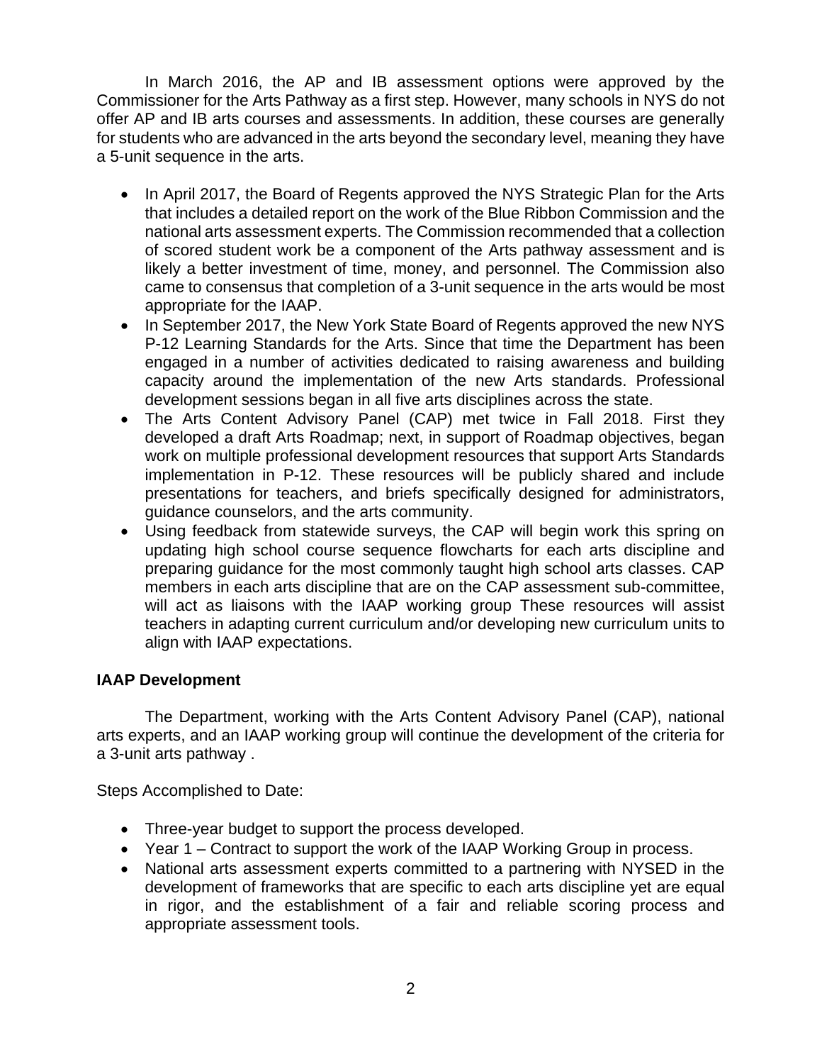In March 2016, the AP and IB assessment options were approved by the Commissioner for the Arts Pathway as a first step. However, many schools in NYS do not offer AP and IB arts courses and assessments. In addition, these courses are generally for students who are advanced in the arts beyond the secondary level, meaning they have a 5-unit sequence in the arts.

- In April 2017, the Board of Regents approved the NYS Strategic Plan for the Arts that includes a detailed report on the work of the Blue Ribbon Commission and the national arts assessment experts. The Commission recommended that a collection of scored student work be a component of the Arts pathway assessment and is likely a better investment of time, money, and personnel. The Commission also came to consensus that completion of a 3-unit sequence in the arts would be most appropriate for the IAAP.
- In September 2017, the New York State Board of Regents approved the new NYS P-12 Learning Standards for the Arts. Since that time the Department has been engaged in a number of activities dedicated to raising awareness and building capacity around the implementation of the new Arts standards. Professional development sessions began in all five arts disciplines across the state.
- The Arts Content Advisory Panel (CAP) met twice in Fall 2018. First they developed a draft Arts Roadmap; next, in support of Roadmap objectives, began work on multiple professional development resources that support Arts Standards implementation in P-12. These resources will be publicly shared and include presentations for teachers, and briefs specifically designed for administrators, guidance counselors, and the arts community.
- Using feedback from statewide surveys, the CAP will begin work this spring on updating high school course sequence flowcharts for each arts discipline and preparing guidance for the most commonly taught high school arts classes. CAP members in each arts discipline that are on the CAP assessment sub-committee, will act as liaisons with the IAAP working group These resources will assist teachers in adapting current curriculum and/or developing new curriculum units to align with IAAP expectations.

**IAAP Development**

The Department, working with the Arts Content Advisory Panel (CAP), national arts experts, and an IAAP working group will continue the development of the criteria for a 3-unit arts pathway .

Steps Accomplished to Date:

- Three-year budget to support the process developed.
- Year 1 – Contract to support the work of the IAAP Working Group in process.
- National arts assessment experts committed to a partnering with NYSED in the development of frameworks that are specific to each arts discipline yet are equal in rigor, and the establishment of a fair and reliable scoring process and appropriate assessment tools.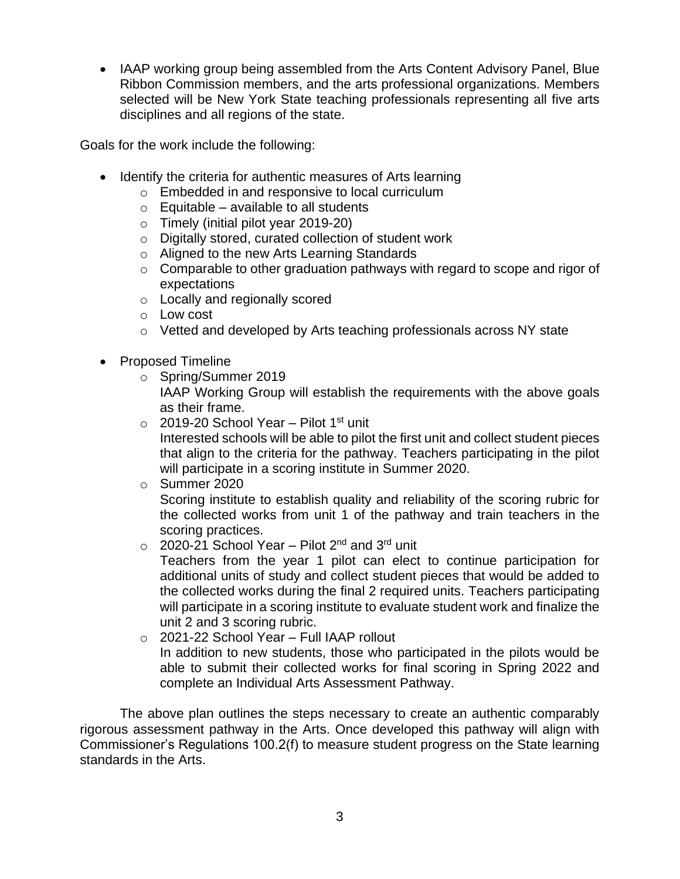- IAAP working group being assembled from the Arts Content Advisory Panel, Blue Ribbon Commission members, and the arts professional organizations. Members selected will be New York State teaching professionals representing all five arts disciplines and all regions of the state.

Goals for the work include the following:

- Identify the criteria for authentic measures of Arts learning
    - Embedded in and responsive to local curriculum
    - Equitable – available to all students
    - Timely (initial pilot year 2019-20)
    - Digitally stored, curated collection of student work
    - Aligned to the new Arts Learning Standards
    - Comparable to other graduation pathways with regard to scope and rigor of expectations
    - Locally and regionally scored
    - Low cost
    - Vetted and developed by Arts teaching professionals across NY state

- Proposed Timeline
    - Spring/Summer 2019
      IAAP Working Group will establish the requirements with the above goals as their frame.
    - 2019-20 School Year – Pilot 1st unit
      Interested schools will be able to pilot the first unit and collect student pieces that align to the criteria for the pathway. Teachers participating in the pilot will participate in a scoring institute in Summer 2020.
    - Summer 2020
      Scoring institute to establish quality and reliability of the scoring rubric for the collected works from unit 1 of the pathway and train teachers in the scoring practices.
    - 2020-21 School Year – Pilot 2nd and 3rd unit
      Teachers from the year 1 pilot can elect to continue participation for additional units of study and collect student pieces that would be added to the collected works during the final 2 required units. Teachers participating will participate in a scoring institute to evaluate student work and finalize the unit 2 and 3 scoring rubric.
    - 2021-22 School Year – Full IAAP rollout
      In addition to new students, those who participated in the pilots would be able to submit their collected works for final scoring in Spring 2022 and complete an Individual Arts Assessment Pathway.

The above plan outlines the steps necessary to create an authentic comparably rigorous assessment pathway in the Arts. Once developed this pathway will align with Commissioner's Regulations 100.2(f) to measure student progress on the State learning standards in the Arts.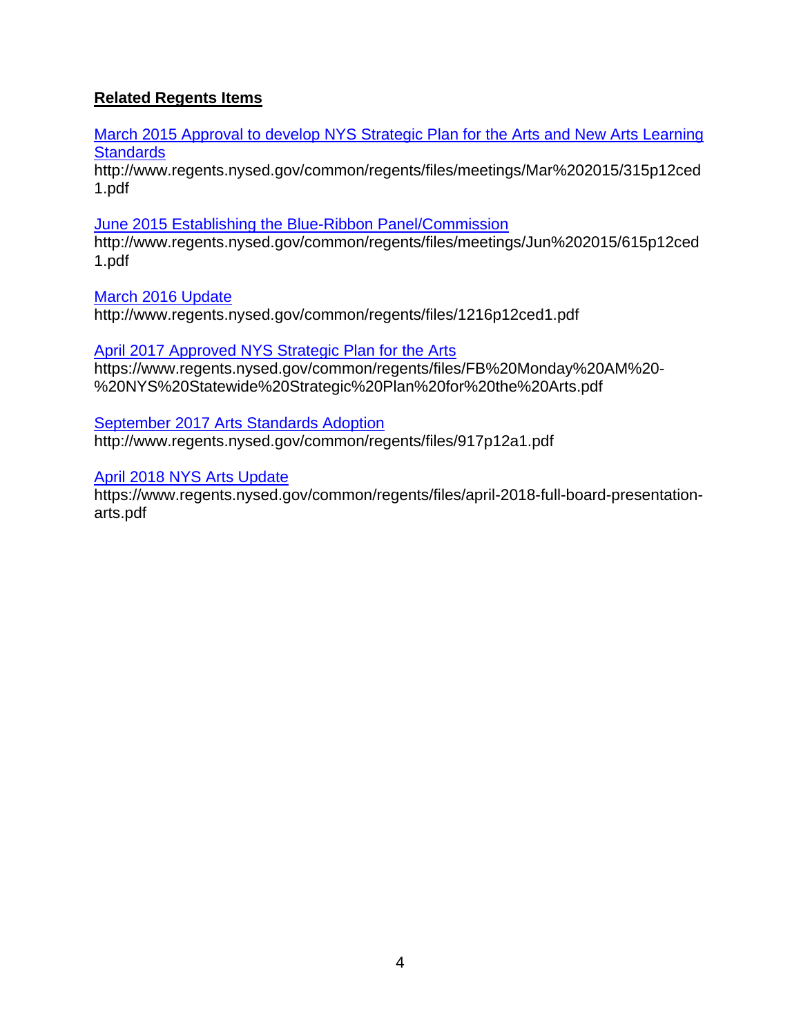**Related Regents Items**

[March 2015 Approval to develop NYS Strategic Plan for the Arts and New Arts Learning Standards](http://www.regents.nysed.gov/common/regents/files/meetings/Mar%202015/315p12ced1.pdf)
http://www.regents.nysed.gov/common/regents/files/meetings/Mar%202015/315p12ced1.pdf

[June 2015 Establishing the Blue-Ribbon Panel/Commission](http://www.regents.nysed.gov/common/regents/files/meetings/Jun%202015/615p12ced1.pdf)
http://www.regents.nysed.gov/common/regents/files/meetings/Jun%202015/615p12ced1.pdf

[March 2016 Update](http://www.regents.nysed.gov/common/regents/files/1216p12ced1.pdf)
http://www.regents.nysed.gov/common/regents/files/1216p12ced1.pdf

[April 2017 Approved NYS Strategic Plan for the Arts](https://www.regents.nysed.gov/common/regents/files/FB%20Monday%20AM%20-%20NYS%20Statewide%20Strategic%20Plan%20for%20the%20Arts.pdf)
https://www.regents.nysed.gov/common/regents/files/FB%20Monday%20AM%20-%20NYS%20Statewide%20Strategic%20Plan%20for%20the%20Arts.pdf

[September 2017 Arts Standards Adoption](http://www.regents.nysed.gov/common/regents/files/917p12a1.pdf)
http://www.regents.nysed.gov/common/regents/files/917p12a1.pdf

[April 2018 NYS Arts Update](https://www.regents.nysed.gov/common/regents/files/april-2018-full-board-presentation-arts.pdf)
https://www.regents.nysed.gov/common/regents/files/april-2018-full-board-presentation-arts.pdf